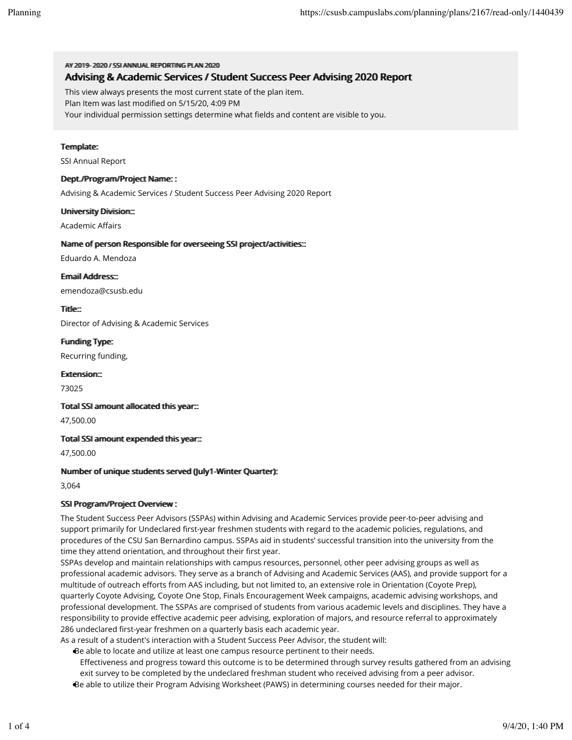AY 2019- 2020 / SSI ANNUAL REPORTING PLAN 2020

# Advising & Academic Services / Student Success Peer Advising 2020 Report

This view always presents the most current state of the plan item.
Plan Item was last modified on 5/15/20, 4:09 PM
Your individual permission settings determine what fields and content are visible to you.

**Template:**

SSI Annual Report

**Dept./Program/Project Name: :**

Advising & Academic Services / Student Success Peer Advising 2020 Report

**University Division::**

Academic Affairs

**Name of person Responsible for overseeing SSI project/activities::**

Eduardo A. Mendoza

**Email Address:::**

emendoza@csusb.edu

**Title:::**

Director of Advising & Academic Services

**Funding Type:**

Recurring funding,

**Extension:::**

73025

**Total SSI amount allocated this year:::**

47,500.00

**Total SSI amount expended this year:::**

47,500.00

**Number of unique students served (July1-Winter Quarter):**

3,064

**SSI Program/Project Overview :**

The Student Success Peer Advisors (SSPAs) within Advising and Academic Services provide peer-to-peer advising and support primarily for Undeclared first-year freshmen students with regard to the academic policies, regulations, and procedures of the CSU San Bernardino campus. SSPAs aid in students' successful transition into the university from the time they attend orientation, and throughout their first year.

SSPAs develop and maintain relationships with campus resources, personnel, other peer advising groups as well as professional academic advisors. They serve as a branch of Advising and Academic Services (AAS), and provide support for a multitude of outreach efforts from AAS including, but not limited to, an extensive role in Orientation (Coyote Prep), quarterly Coyote Advising, Coyote One Stop, Finals Encouragement Week campaigns, academic advising workshops, and professional development. The SSPAs are comprised of students from various academic levels and disciplines. They have a responsibility to provide effective academic peer advising, exploration of majors, and resource referral to approximately 286 undeclared first-year freshmen on a quarterly basis each academic year.

As a result of a student's interaction with a Student Success Peer Advisor, the student will:

- Be able to locate and utilize at least one campus resource pertinent to their needs.
  Effectiveness and progress toward this outcome is to be determined through survey results gathered from an advising exit survey to be completed by the undeclared freshman student who received advising from a peer advisor.
- Be able to utilize their Program Advising Worksheet (PAWS) in determining courses needed for their major.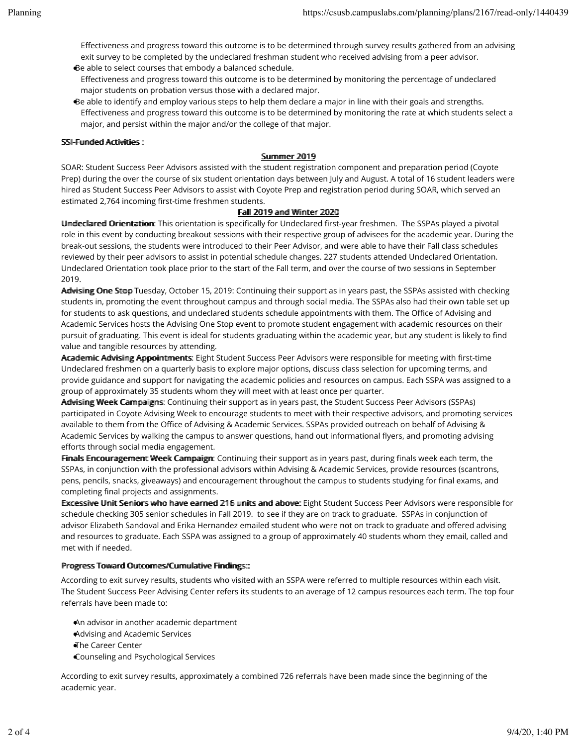Effectiveness and progress toward this outcome is to be determined through survey results gathered from an advising exit survey to be completed by the undeclared freshman student who received advising from a peer advisor.

- Be able to select courses that embody a balanced schedule.
  Effectiveness and progress toward this outcome is to be determined by monitoring the percentage of undeclared major students on probation versus those with a declared major.
- Be able to identify and employ various steps to help them declare a major in line with their goals and strengths.
  Effectiveness and progress toward this outcome is to be determined by monitoring the rate at which students select a major, and persist within the major and/or the college of that major.

**SSI-Funded Activities :**

**Summer 2019**

SOAR: Student Success Peer Advisors assisted with the student registration component and preparation period (Coyote Prep) during the over the course of six student orientation days between July and August. A total of 16 student leaders were hired as Student Success Peer Advisors to assist with Coyote Prep and registration period during SOAR, which served an estimated 2,764 incoming first-time freshmen students.

**Fall 2019 and Winter 2020**

**Undeclared Orientation**: This orientation is specifically for Undeclared first-year freshmen. The SSPAs played a pivotal role in this event by conducting breakout sessions with their respective group of advisees for the academic year. During the break-out sessions, the students were introduced to their Peer Advisor, and were able to have their Fall class schedules reviewed by their peer advisors to assist in potential schedule changes. 227 students attended Undeclared Orientation. Undeclared Orientation took place prior to the start of the Fall term, and over the course of two sessions in September 2019.

**Advising One Stop** Tuesday, October 15, 2019: Continuing their support as in years past, the SSPAs assisted with checking students in, promoting the event throughout campus and through social media. The SSPAs also had their own table set up for students to ask questions, and undeclared students schedule appointments with them. The Office of Advising and Academic Services hosts the Advising One Stop event to promote student engagement with academic resources on their pursuit of graduating. This event is ideal for students graduating within the academic year, but any student is likely to find value and tangible resources by attending.

**Academic Advising Appointments**: Eight Student Success Peer Advisors were responsible for meeting with first-time Undeclared freshmen on a quarterly basis to explore major options, discuss class selection for upcoming terms, and provide guidance and support for navigating the academic policies and resources on campus. Each SSPA was assigned to a group of approximately 35 students whom they will meet with at least once per quarter.

**Advising Week Campaigns**: Continuing their support as in years past, the Student Success Peer Advisors (SSPAs) participated in Coyote Advising Week to encourage students to meet with their respective advisors, and promoting services available to them from the Office of Advising & Academic Services. SSPAs provided outreach on behalf of Advising & Academic Services by walking the campus to answer questions, hand out informational flyers, and promoting advising efforts through social media engagement.

**Finals Encouragement Week Campaign**: Continuing their support as in years past, during finals week each term, the SSPAs, in conjunction with the professional advisors within Advising & Academic Services, provide resources (scantrons, pens, pencils, snacks, giveaways) and encouragement throughout the campus to students studying for final exams, and completing final projects and assignments.

**Excessive Unit Seniors who have earned 216 units and above:** Eight Student Success Peer Advisors were responsible for schedule checking 305 senior schedules in Fall 2019. to see if they are on track to graduate. SSPAs in conjunction of advisor Elizabeth Sandoval and Erika Hernandez emailed student who were not on track to graduate and offered advising and resources to graduate. Each SSPA was assigned to a group of approximately 40 students whom they email, called and met with if needed.

**Progress Toward Outcomes/Cumulative Findings::**

According to exit survey results, students who visited with an SSPA were referred to multiple resources within each visit. The Student Success Peer Advising Center refers its students to an average of 12 campus resources each term. The top four referrals have been made to:

- An advisor in another academic department
- Advising and Academic Services
- The Career Center
- Counseling and Psychological Services

According to exit survey results, approximately a combined 726 referrals have been made since the beginning of the academic year.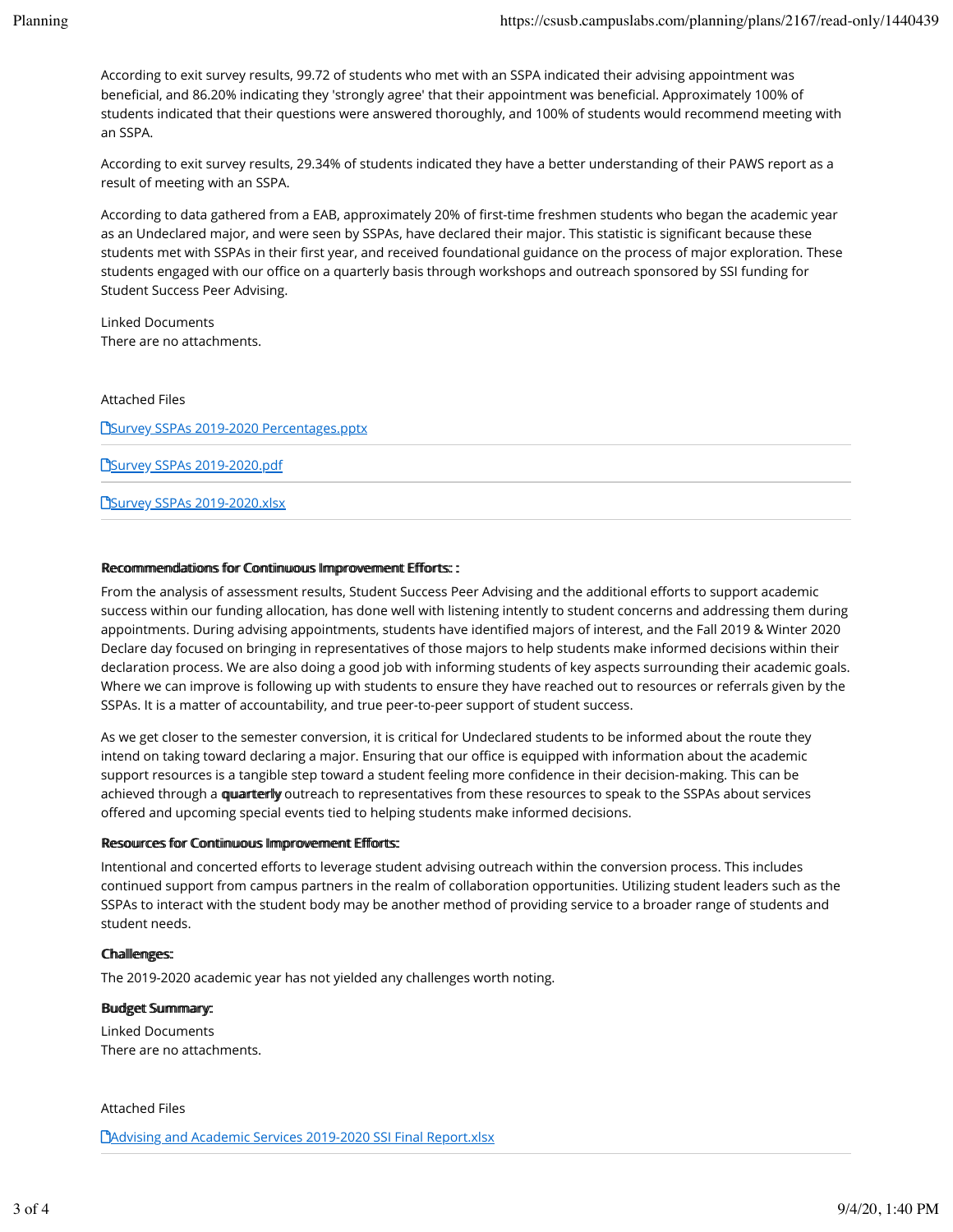According to exit survey results, 99.72 of students who met with an SSPA indicated their advising appointment was beneficial, and 86.20% indicating they 'strongly agree' that their appointment was beneficial. Approximately 100% of students indicated that their questions were answered thoroughly, and 100% of students would recommend meeting with an SSPA.

According to exit survey results, 29.34% of students indicated they have a better understanding of their PAWS report as a result of meeting with an SSPA.

According to data gathered from a EAB, approximately 20% of first-time freshmen students who began the academic year as an Undeclared major, and were seen by SSPAs, have declared their major. This statistic is significant because these students met with SSPAs in their first year, and received foundational guidance on the process of major exploration. These students engaged with our office on a quarterly basis through workshops and outreach sponsored by SSI funding for Student Success Peer Advising.

Linked Documents
There are no attachments.

Attached Files

[Survey SSPAs 2019-2020 Percentages.pptx]

[Survey SSPAs 2019-2020.pdf]

[Survey SSPAs 2019-2020.xlsx]

**Recommendations for Continuous Improvement Efforts: :**

From the analysis of assessment results, Student Success Peer Advising and the additional efforts to support academic success within our funding allocation, has done well with listening intently to student concerns and addressing them during appointments. During advising appointments, students have identified majors of interest, and the Fall 2019 & Winter 2020 Declare day focused on bringing in representatives of those majors to help students make informed decisions within their declaration process. We are also doing a good job with informing students of key aspects surrounding their academic goals. Where we can improve is following up with students to ensure they have reached out to resources or referrals given by the SSPAs. It is a matter of accountability, and true peer-to-peer support of student success.

As we get closer to the semester conversion, it is critical for Undeclared students to be informed about the route they intend on taking toward declaring a major. Ensuring that our office is equipped with information about the academic support resources is a tangible step toward a student feeling more confidence in their decision-making. This can be achieved through a **quarterly** outreach to representatives from these resources to speak to the SSPAs about services offered and upcoming special events tied to helping students make informed decisions.

**Resources for Continuous Improvement Efforts:**

Intentional and concerted efforts to leverage student advising outreach within the conversion process. This includes continued support from campus partners in the realm of collaboration opportunities. Utilizing student leaders such as the SSPAs to interact with the student body may be another method of providing service to a broader range of students and student needs.

**Challenges:**

The 2019-2020 academic year has not yielded any challenges worth noting.

**Budget Summary:**

Linked Documents
There are no attachments.

Attached Files

[Advising and Academic Services 2019-2020 SSI Final Report.xlsx]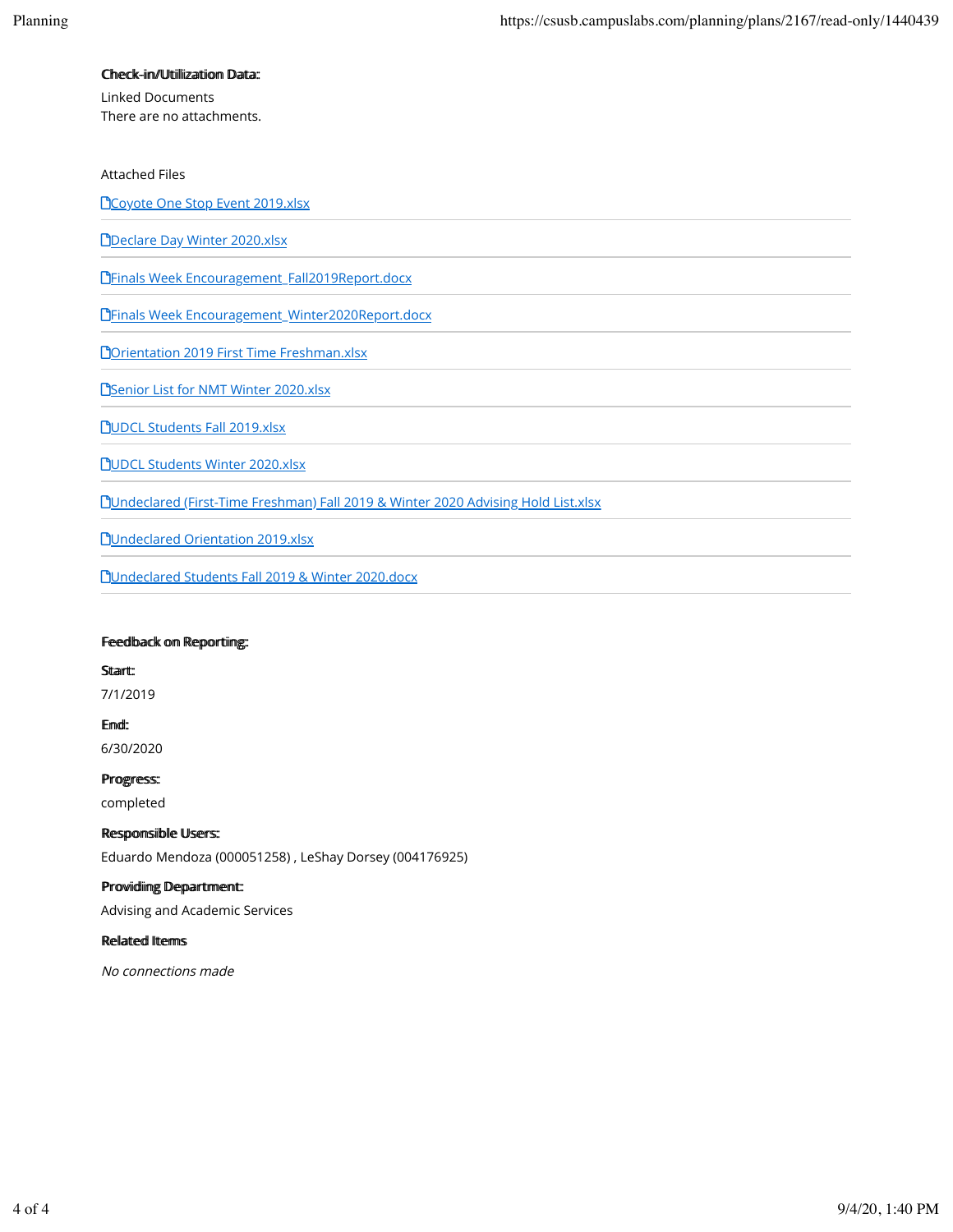**Check-in/Utilization Data:**

Linked Documents

There are no attachments.

Attached Files

- Coyote One Stop Event 2019.xlsx
- Declare Day Winter 2020.xlsx
- Finals Week Encouragement_Fall2019Report.docx
- Finals Week Encouragement_Winter2020Report.docx
- Orientation 2019 First Time Freshman.xlsx
- Senior List for NMT Winter 2020.xlsx
- UDCL Students Fall 2019.xlsx
- UDCL Students Winter 2020.xlsx
- Undeclared (First-Time Freshman) Fall 2019 & Winter 2020 Advising Hold List.xlsx
- Undeclared Orientation 2019.xlsx
- Undeclared Students Fall 2019 & Winter 2020.docx

**Feedback on Reporting:**

**Start:**

7/1/2019

**End:**

6/30/2020

**Progress:**

completed

**Responsible Users:**

Eduardo Mendoza (000051258) , LeShay Dorsey (004176925)

**Providing Department:**

Advising and Academic Services

**Related Items**

*No connections made*